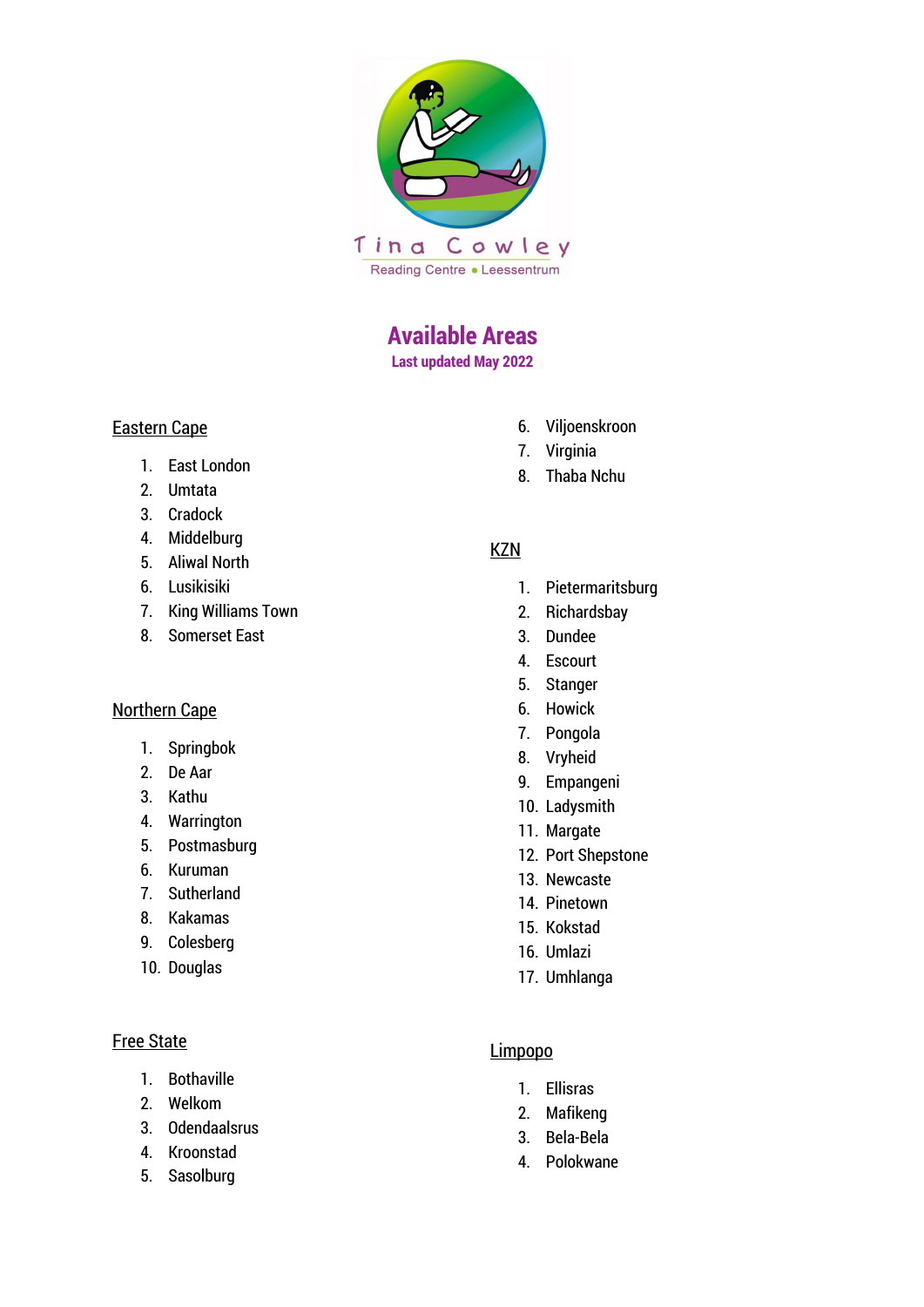Tina Cowley
Reading Centre • Leessentrum

# Available Areas

**Last updated May 2022**

## Eastern Cape

1. East London
2. Umtata
3. Cradock
4. Middelburg
5. Aliwal North
6. Lusikisiki
7. King Williams Town
8. Somerset East

## Northern Cape

1. Springbok
2. De Aar
3. Kathu
4. Warrington
5. Postmasburg
6. Kuruman
7. Sutherland
8. Kakamas
9. Colesberg
10. Douglas

## Free State

1. Bothaville
2. Welkom
3. Odendaalsrus
4. Kroonstad
5. Sasolburg
6. Viljoenskroon
7. Virginia
8. Thaba Nchu

## KZN

1. Pietermaritsburg
2. Richardsbay
3. Dundee
4. Escourt
5. Stanger
6. Howick
7. Pongola
8. Vryheid
9. Empangeni
10. Ladysmith
11. Margate
12. Port Shepstone
13. Newcaste
14. Pinetown
15. Kokstad
16. Umlazi
17. Umhlanga

## Limpopo

1. Ellisras
2. Mafikeng
3. Bela-Bela
4. Polokwane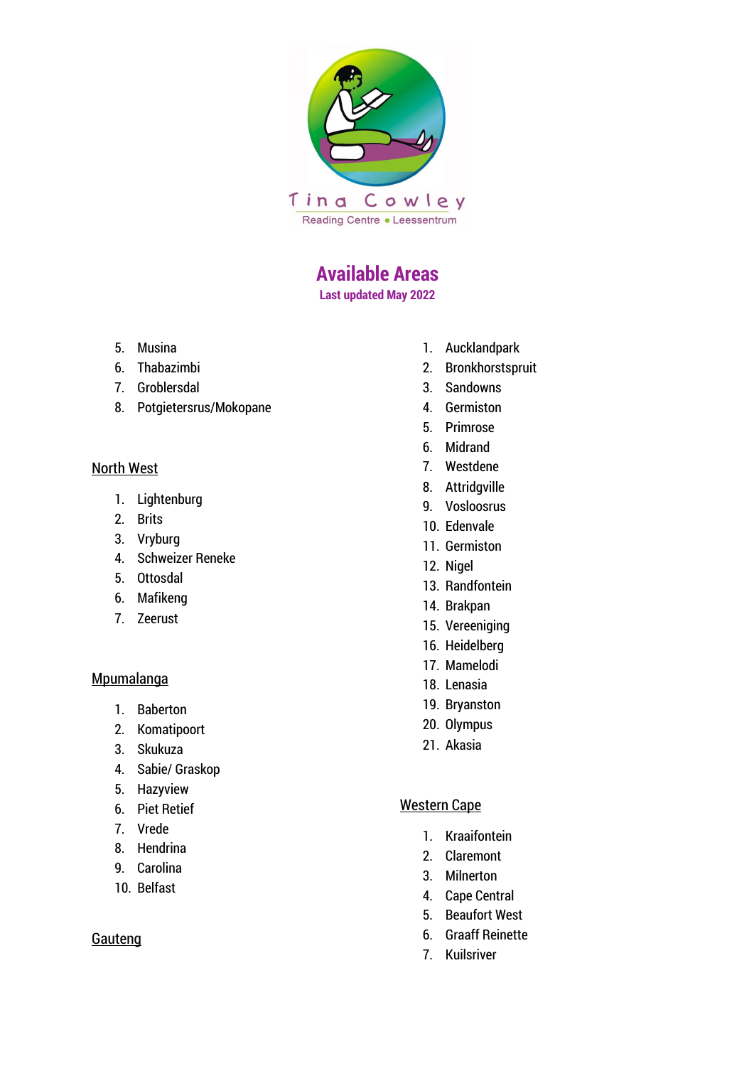Tina Cowley
Reading Centre • Leessentrum

# Available Areas

**Last updated May 2022**

5. Musina
6. Thabazimbi
7. Groblersdal
8. Potgietersrus/Mokopane

## North West

1. Lightenburg
2. Brits
3. Vryburg
4. Schweizer Reneke
5. Ottosdal
6. Mafikeng
7. Zeerust

## Mpumalanga

1. Baberton
2. Komatipoort
3. Skukuza
4. Sabie/ Graskop
5. Hazyview
6. Piet Retief
7. Vrede
8. Hendrina
9. Carolina
10. Belfast

## Gauteng

1. Aucklandpark
2. Bronkhorstspruit
3. Sandowns
4. Germiston
5. Primrose
6. Midrand
7. Westdene
8. Attridgville
9. Vosloosrus
10. Edenvale
11. Germiston
12. Nigel
13. Randfontein
14. Brakpan
15. Vereeniging
16. Heidelberg
17. Mamelodi
18. Lenasia
19. Bryanston
20. Olympus
21. Akasia

## Western Cape

1. Kraaifontein
2. Claremont
3. Milnerton
4. Cape Central
5. Beaufort West
6. Graaff Reinette
7. Kuilsriver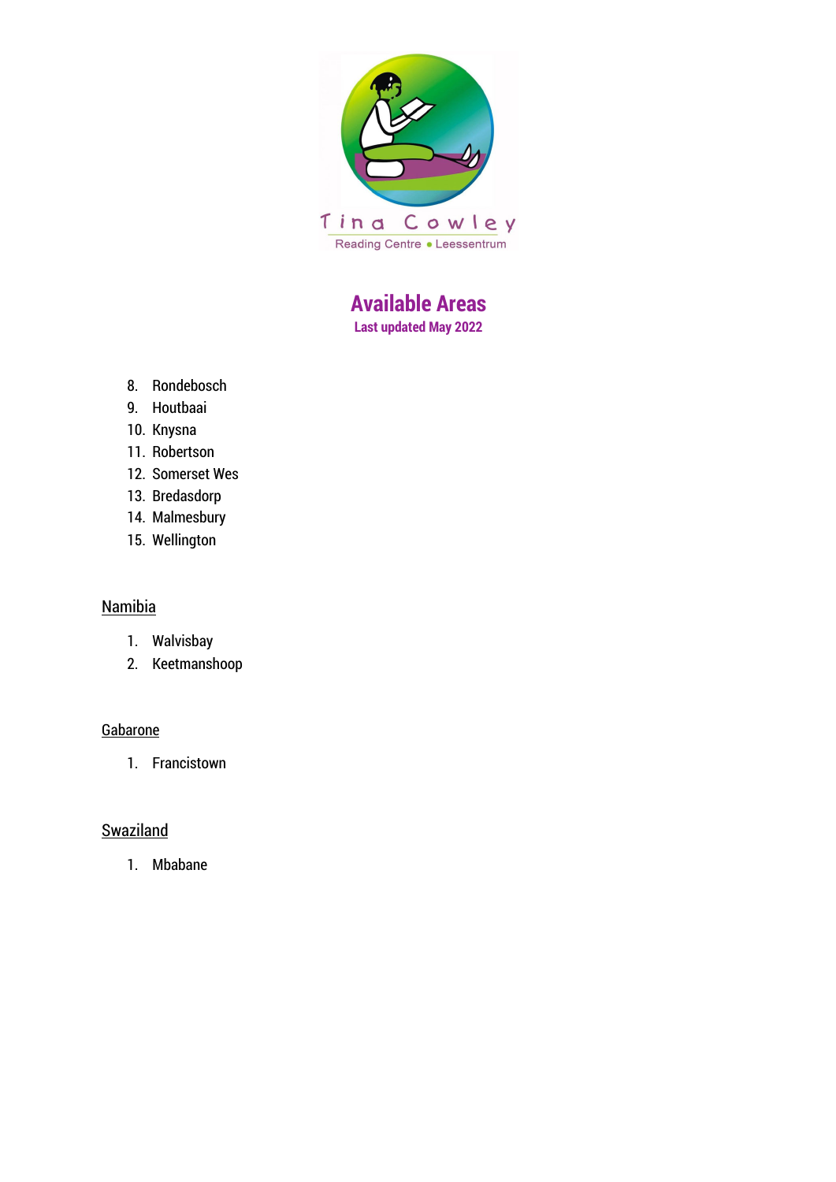Tina Cowley

Reading Centre • Leessentrum

# Available Areas

**Last updated May 2022**

8. Rondebosch
9. Houtbaai
10. Knysna
11. Robertson
12. Somerset Wes
13. Bredasdorp
14. Malmesbury
15. Wellington

## Namibia

1. Walvisbay
2. Keetmanshoop

## Gabarone

1. Francistown

## Swaziland

1. Mbabane